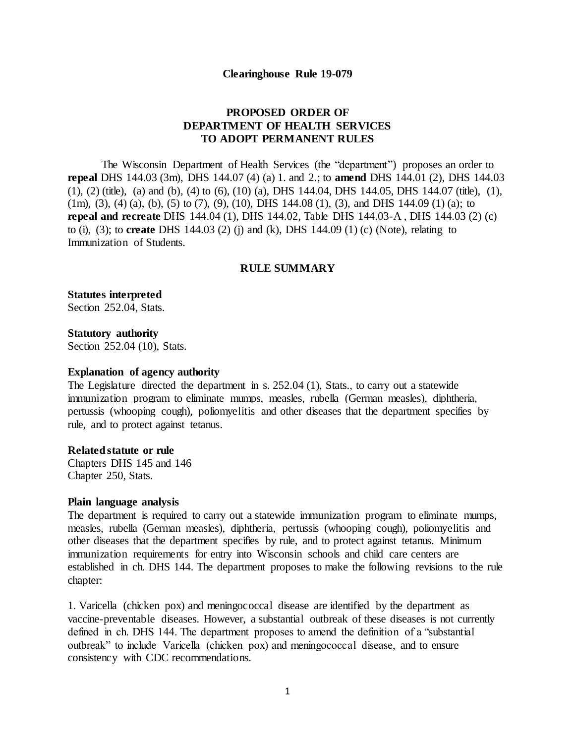**Clearinghouse Rule 19-079**

**PROPOSED ORDER OF**
**DEPARTMENT OF HEALTH SERVICES**
**TO ADOPT PERMANENT RULES**

The Wisconsin Department of Health Services (the "department") proposes an order to **repeal** DHS 144.03 (3m), DHS 144.07 (4) (a) 1. and 2.; to **amend** DHS 144.01 (2), DHS 144.03 (1), (2) (title), (a) and (b), (4) to (6), (10) (a), DHS 144.04, DHS 144.05, DHS 144.07 (title), (1), (1m), (3), (4) (a), (b), (5) to (7), (9), (10), DHS 144.08 (1), (3), and DHS 144.09 (1) (a); to **repeal and recreate** DHS 144.04 (1), DHS 144.02, Table DHS 144.03-A , DHS 144.03 (2) (c) to (i), (3); to **create** DHS 144.03 (2) (j) and (k), DHS 144.09 (1) (c) (Note), relating to Immunization of Students.

**RULE SUMMARY**

**Statutes interpreted**
Section 252.04, Stats.

**Statutory authority**
Section 252.04 (10), Stats.

**Explanation of agency authority**
The Legislature directed the department in s. 252.04 (1), Stats., to carry out a statewide immunization program to eliminate mumps, measles, rubella (German measles), diphtheria, pertussis (whooping cough), poliomyelitis and other diseases that the department specifies by rule, and to protect against tetanus.

**Related statute or rule**
Chapters DHS 145 and 146
Chapter 250, Stats.

**Plain language analysis**
The department is required to carry out a statewide immunization program to eliminate mumps, measles, rubella (German measles), diphtheria, pertussis (whooping cough), poliomyelitis and other diseases that the department specifies by rule, and to protect against tetanus. Minimum immunization requirements for entry into Wisconsin schools and child care centers are established in ch. DHS 144. The department proposes to make the following revisions to the rule chapter:

1. Varicella (chicken pox) and meningococcal disease are identified by the department as vaccine-preventable diseases. However, a substantial outbreak of these diseases is not currently defined in ch. DHS 144. The department proposes to amend the definition of a "substantial outbreak" to include Varicella (chicken pox) and meningococcal disease, and to ensure consistency with CDC recommendations.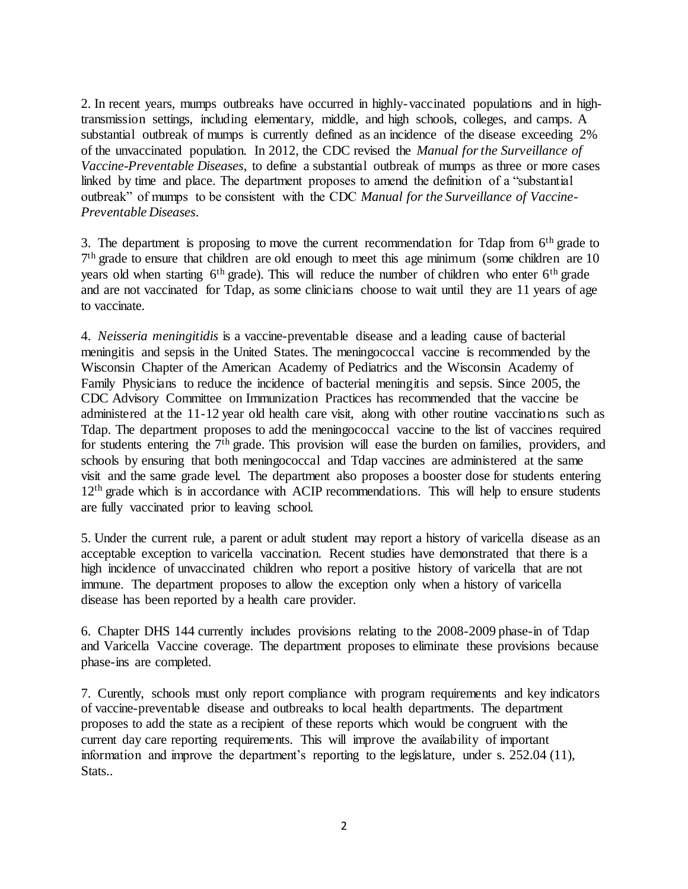2. In recent years, mumps outbreaks have occurred in highly-vaccinated populations and in high-transmission settings, including elementary, middle, and high schools, colleges, and camps. A substantial outbreak of mumps is currently defined as an incidence of the disease exceeding 2% of the unvaccinated population. In 2012, the CDC revised the *Manual for the Surveillance of Vaccine-Preventable Diseases*, to define a substantial outbreak of mumps as three or more cases linked by time and place. The department proposes to amend the definition of a "substantial outbreak" of mumps to be consistent with the CDC *Manual for the Surveillance of Vaccine-Preventable Diseases*.

3. The department is proposing to move the current recommendation for Tdap from 6th grade to 7th grade to ensure that children are old enough to meet this age minimum (some children are 10 years old when starting 6th grade). This will reduce the number of children who enter 6th grade and are not vaccinated for Tdap, as some clinicians choose to wait until they are 11 years of age to vaccinate.

4. *Neisseria meningitidis* is a vaccine-preventable disease and a leading cause of bacterial meningitis and sepsis in the United States. The meningococcal vaccine is recommended by the Wisconsin Chapter of the American Academy of Pediatrics and the Wisconsin Academy of Family Physicians to reduce the incidence of bacterial meningitis and sepsis. Since 2005, the CDC Advisory Committee on Immunization Practices has recommended that the vaccine be administered at the 11-12 year old health care visit, along with other routine vaccinations such as Tdap. The department proposes to add the meningococcal vaccine to the list of vaccines required for students entering the 7th grade. This provision will ease the burden on families, providers, and schools by ensuring that both meningococcal and Tdap vaccines are administered at the same visit and the same grade level. The department also proposes a booster dose for students entering 12th grade which is in accordance with ACIP recommendations. This will help to ensure students are fully vaccinated prior to leaving school.

5. Under the current rule, a parent or adult student may report a history of varicella disease as an acceptable exception to varicella vaccination. Recent studies have demonstrated that there is a high incidence of unvaccinated children who report a positive history of varicella that are not immune. The department proposes to allow the exception only when a history of varicella disease has been reported by a health care provider.

6. Chapter DHS 144 currently includes provisions relating to the 2008-2009 phase-in of Tdap and Varicella Vaccine coverage. The department proposes to eliminate these provisions because phase-ins are completed.

7. Curently, schools must only report compliance with program requirements and key indicators of vaccine-preventable disease and outbreaks to local health departments. The department proposes to add the state as a recipient of these reports which would be congruent with the current day care reporting requirements. This will improve the availability of important information and improve the department's reporting to the legislature, under s. 252.04 (11), Stats..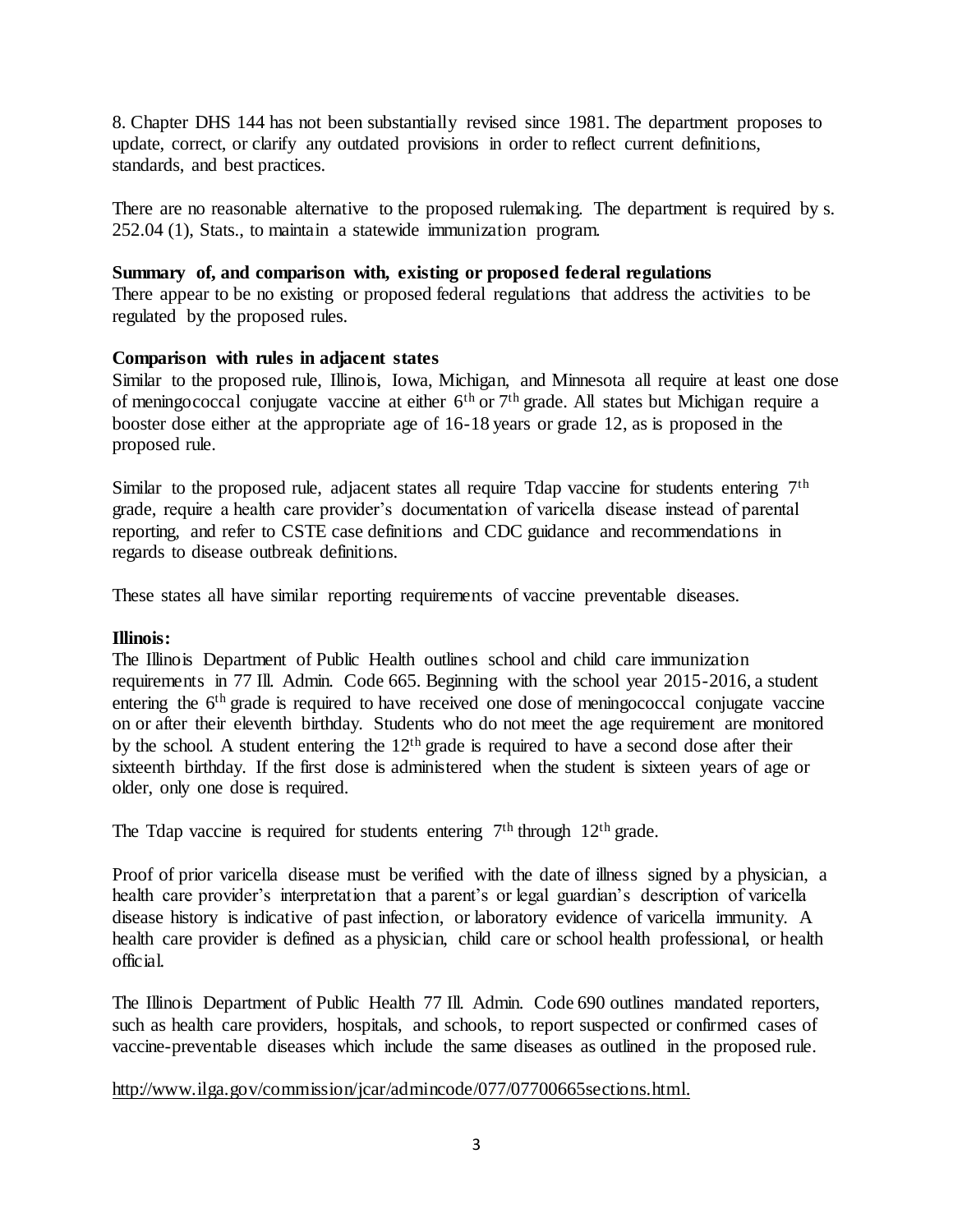8. Chapter DHS 144 has not been substantially revised since 1981. The department proposes to update, correct, or clarify any outdated provisions in order to reflect current definitions, standards, and best practices.

There are no reasonable alternative to the proposed rulemaking. The department is required by s. 252.04 (1), Stats., to maintain a statewide immunization program.

**Summary of, and comparison with, existing or proposed federal regulations**
There appear to be no existing or proposed federal regulations that address the activities to be regulated by the proposed rules.

**Comparison with rules in adjacent states**
Similar to the proposed rule, Illinois, Iowa, Michigan, and Minnesota all require at least one dose of meningococcal conjugate vaccine at either 6th or 7th grade. All states but Michigan require a booster dose either at the appropriate age of 16-18 years or grade 12, as is proposed in the proposed rule.

Similar to the proposed rule, adjacent states all require Tdap vaccine for students entering 7th grade, require a health care provider's documentation of varicella disease instead of parental reporting, and refer to CSTE case definitions and CDC guidance and recommendations in regards to disease outbreak definitions.

These states all have similar reporting requirements of vaccine preventable diseases.

**Illinois:**
The Illinois Department of Public Health outlines school and child care immunization requirements in 77 Ill. Admin. Code 665. Beginning with the school year 2015-2016, a student entering the 6th grade is required to have received one dose of meningococcal conjugate vaccine on or after their eleventh birthday. Students who do not meet the age requirement are monitored by the school. A student entering the 12th grade is required to have a second dose after their sixteenth birthday. If the first dose is administered when the student is sixteen years of age or older, only one dose is required.

The Tdap vaccine is required for students entering 7th through 12th grade.

Proof of prior varicella disease must be verified with the date of illness signed by a physician, a health care provider's interpretation that a parent's or legal guardian's description of varicella disease history is indicative of past infection, or laboratory evidence of varicella immunity. A health care provider is defined as a physician, child care or school health professional, or health official.

The Illinois Department of Public Health 77 Ill. Admin. Code 690 outlines mandated reporters, such as health care providers, hospitals, and schools, to report suspected or confirmed cases of vaccine-preventable diseases which include the same diseases as outlined in the proposed rule.

http://www.ilga.gov/commission/jcar/admincode/077/07700665sections.html.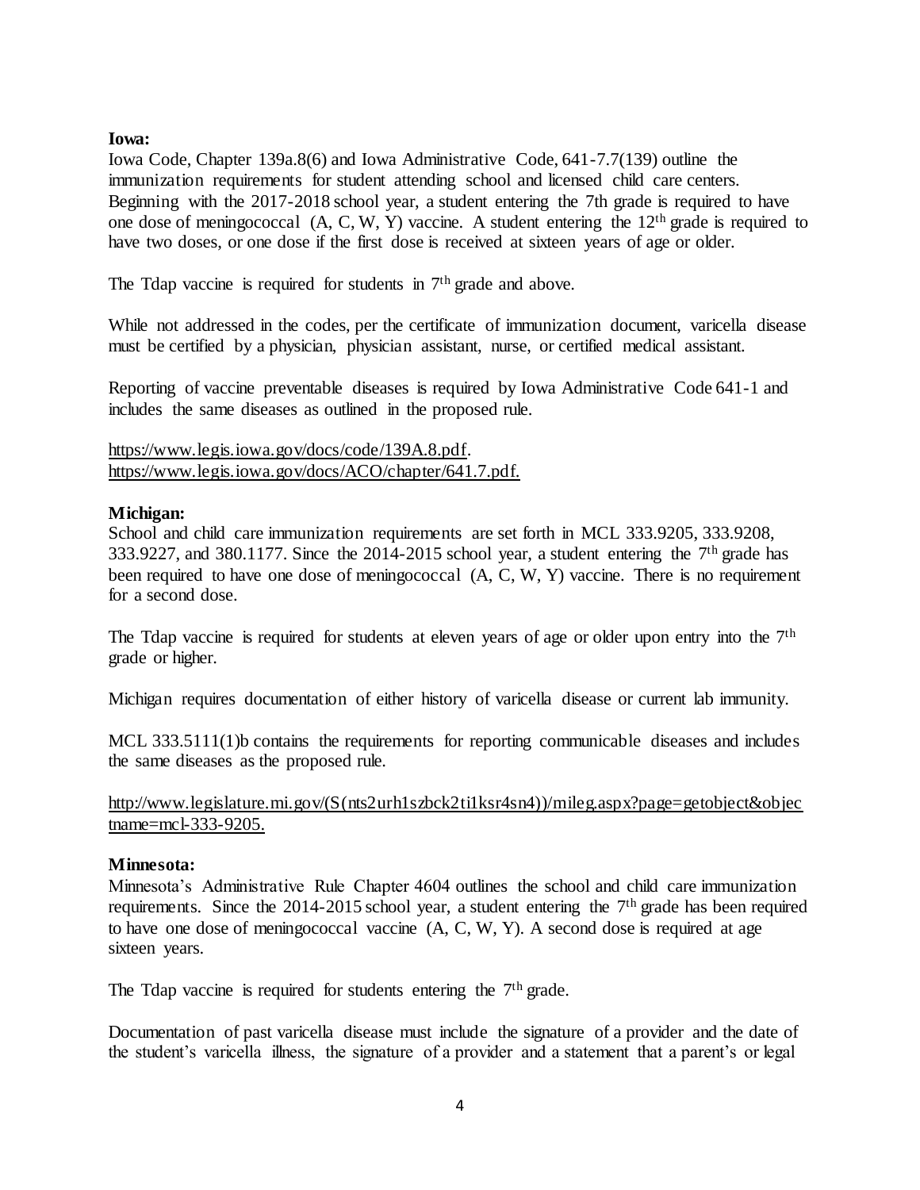**Iowa:**
Iowa Code, Chapter 139a.8(6) and Iowa Administrative Code, 641-7.7(139) outline the immunization requirements for student attending school and licensed child care centers. Beginning with the 2017-2018 school year, a student entering the 7th grade is required to have one dose of meningococcal (A, C, W, Y) vaccine. A student entering the 12th grade is required to have two doses, or one dose if the first dose is received at sixteen years of age or older.

The Tdap vaccine is required for students in 7th grade and above.

While not addressed in the codes, per the certificate of immunization document, varicella disease must be certified by a physician, physician assistant, nurse, or certified medical assistant.

Reporting of vaccine preventable diseases is required by Iowa Administrative Code 641-1 and includes the same diseases as outlined in the proposed rule.

https://www.legis.iowa.gov/docs/code/139A.8.pdf.
https://www.legis.iowa.gov/docs/ACO/chapter/641.7.pdf.

**Michigan:**
School and child care immunization requirements are set forth in MCL 333.9205, 333.9208, 333.9227, and 380.1177. Since the 2014-2015 school year, a student entering the 7th grade has been required to have one dose of meningococcal (A, C, W, Y) vaccine. There is no requirement for a second dose.

The Tdap vaccine is required for students at eleven years of age or older upon entry into the 7th grade or higher.

Michigan requires documentation of either history of varicella disease or current lab immunity.

MCL 333.5111(1)b contains the requirements for reporting communicable diseases and includes the same diseases as the proposed rule.

http://www.legislature.mi.gov/(S(nts2urh1szbck2ti1ksr4sn4))/mileg.aspx?page=getobject&objectname=mcl-333-9205.

**Minnesota:**
Minnesota's Administrative Rule Chapter 4604 outlines the school and child care immunization requirements. Since the 2014-2015 school year, a student entering the 7th grade has been required to have one dose of meningococcal vaccine (A, C, W, Y). A second dose is required at age sixteen years.

The Tdap vaccine is required for students entering the 7th grade.

Documentation of past varicella disease must include the signature of a provider and the date of the student's varicella illness, the signature of a provider and a statement that a parent's or legal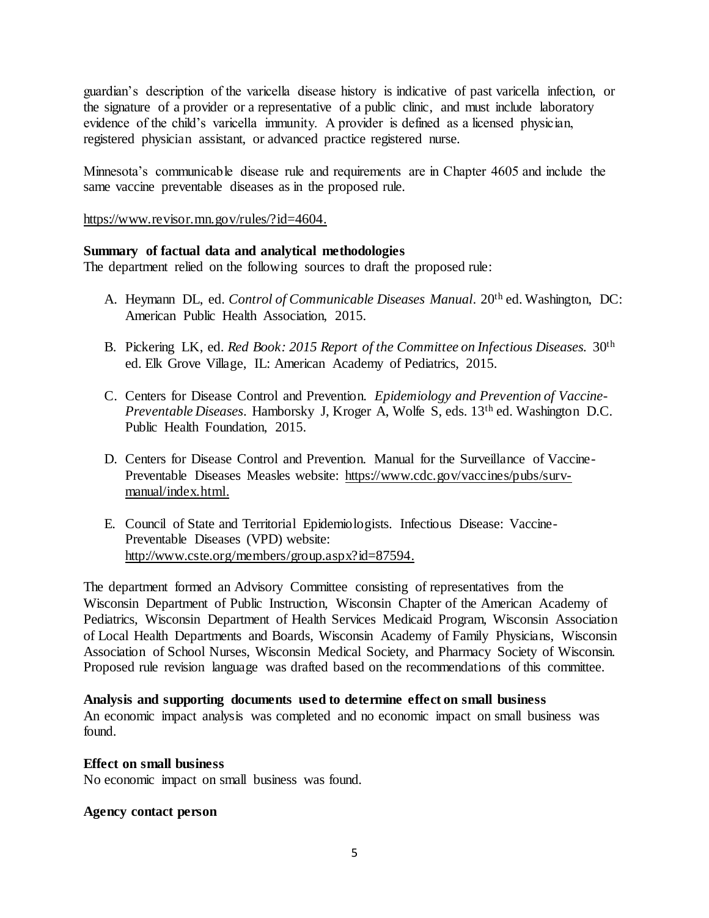guardian's description of the varicella disease history is indicative of past varicella infection, or the signature of a provider or a representative of a public clinic, and must include laboratory evidence of the child's varicella immunity. A provider is defined as a licensed physician, registered physician assistant, or advanced practice registered nurse.

Minnesota's communicable disease rule and requirements are in Chapter 4605 and include the same vaccine preventable diseases as in the proposed rule.

https://www.revisor.mn.gov/rules/?id=4604.

**Summary of factual data and analytical methodologies**
The department relied on the following sources to draft the proposed rule:

A. Heymann DL, ed. *Control of Communicable Diseases Manual*. 20th ed. Washington, DC: American Public Health Association, 2015.

B. Pickering LK, ed. *Red Book: 2015 Report of the Committee on Infectious Diseases.* 30th ed. Elk Grove Village, IL: American Academy of Pediatrics, 2015.

C. Centers for Disease Control and Prevention. *Epidemiology and Prevention of Vaccine-Preventable Diseases*. Hamborsky J, Kroger A, Wolfe S, eds. 13th ed. Washington D.C. Public Health Foundation, 2015.

D. Centers for Disease Control and Prevention. Manual for the Surveillance of Vaccine-Preventable Diseases Measles website: https://www.cdc.gov/vaccines/pubs/surv-manual/index.html.

E. Council of State and Territorial Epidemiologists. Infectious Disease: Vaccine-Preventable Diseases (VPD) website: http://www.cste.org/members/group.aspx?id=87594.

The department formed an Advisory Committee consisting of representatives from the Wisconsin Department of Public Instruction, Wisconsin Chapter of the American Academy of Pediatrics, Wisconsin Department of Health Services Medicaid Program, Wisconsin Association of Local Health Departments and Boards, Wisconsin Academy of Family Physicians, Wisconsin Association of School Nurses, Wisconsin Medical Society, and Pharmacy Society of Wisconsin. Proposed rule revision language was drafted based on the recommendations of this committee.

**Analysis and supporting documents used to determine effect on small business**
An economic impact analysis was completed and no economic impact on small business was found.

**Effect on small business**
No economic impact on small business was found.

**Agency contact person**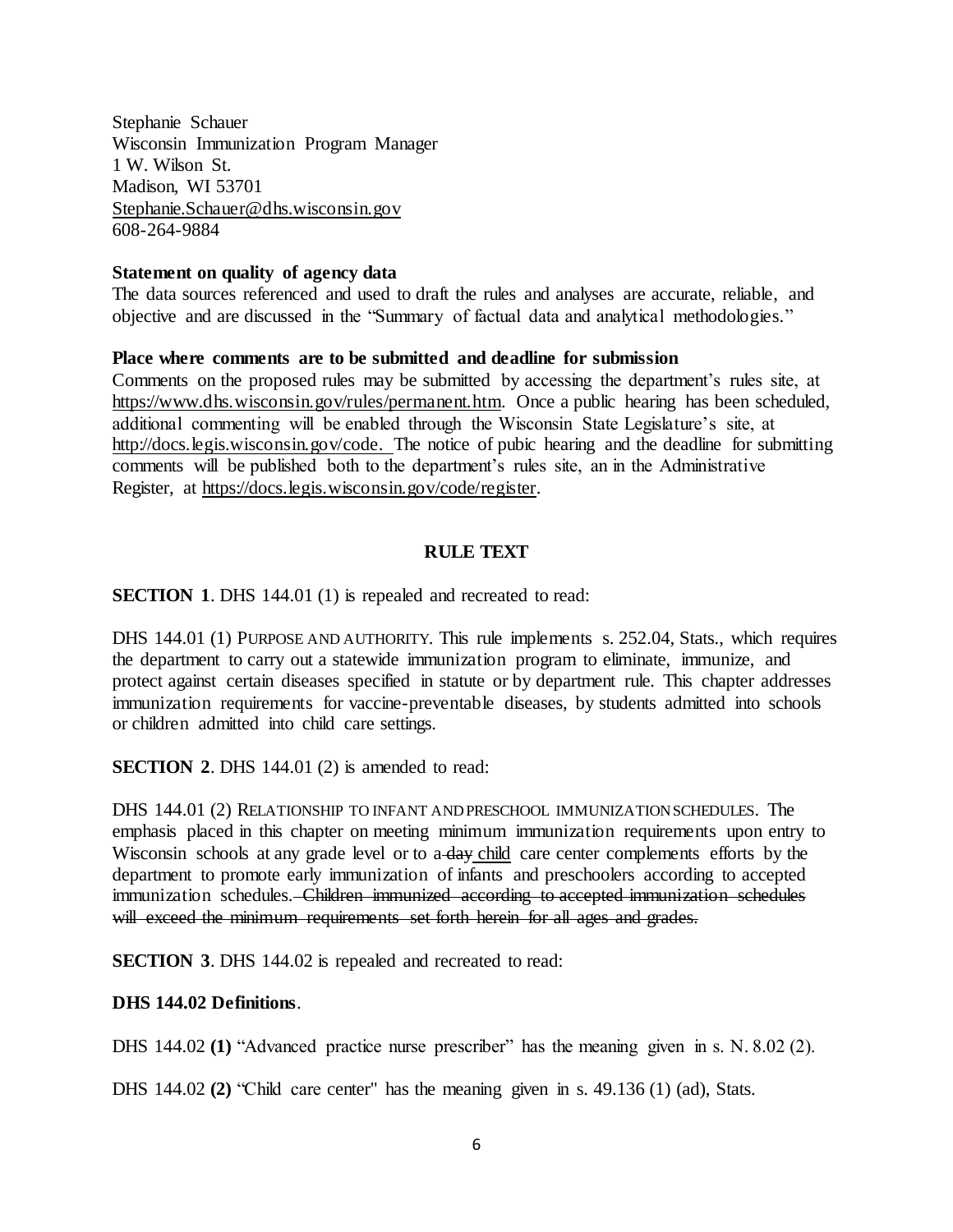Stephanie Schauer
Wisconsin Immunization Program Manager
1 W. Wilson St.
Madison, WI 53701
Stephanie.Schauer@dhs.wisconsin.gov
608-264-9884

**Statement on quality of agency data**

The data sources referenced and used to draft the rules and analyses are accurate, reliable, and objective and are discussed in the "Summary of factual data and analytical methodologies."

**Place where comments are to be submitted and deadline for submission**

Comments on the proposed rules may be submitted by accessing the department's rules site, at https://www.dhs.wisconsin.gov/rules/permanent.htm. Once a public hearing has been scheduled, additional commenting will be enabled through the Wisconsin State Legislature's site, at http://docs.legis.wisconsin.gov/code. The notice of pubic hearing and the deadline for submitting comments will be published both to the department's rules site, an in the Administrative Register, at https://docs.legis.wisconsin.gov/code/register.

**RULE TEXT**

**SECTION 1**. DHS 144.01 (1) is repealed and recreated to read:

DHS 144.01 (1) PURPOSE AND AUTHORITY. This rule implements s. 252.04, Stats., which requires the department to carry out a statewide immunization program to eliminate, immunize, and protect against certain diseases specified in statute or by department rule. This chapter addresses immunization requirements for vaccine-preventable diseases, by students admitted into schools or children admitted into child care settings.

**SECTION 2**. DHS 144.01 (2) is amended to read:

DHS 144.01 (2) RELATIONSHIP TO INFANT AND PRESCHOOL IMMUNIZATION SCHEDULES. The emphasis placed in this chapter on meeting minimum immunization requirements upon entry to Wisconsin schools at any grade level or to a ~~day~~ <u>child</u> care center complements efforts by the department to promote early immunization of infants and preschoolers according to accepted immunization schedules. ~~Children immunized according to accepted immunization schedules will exceed the minimum requirements set forth herein for all ages and grades.~~

**SECTION 3**. DHS 144.02 is repealed and recreated to read:

**DHS 144.02 Definitions**.

DHS 144.02 **(1)** "Advanced practice nurse prescriber" has the meaning given in s. N. 8.02 (2).

DHS 144.02 **(2)** "Child care center" has the meaning given in s. 49.136 (1) (ad), Stats.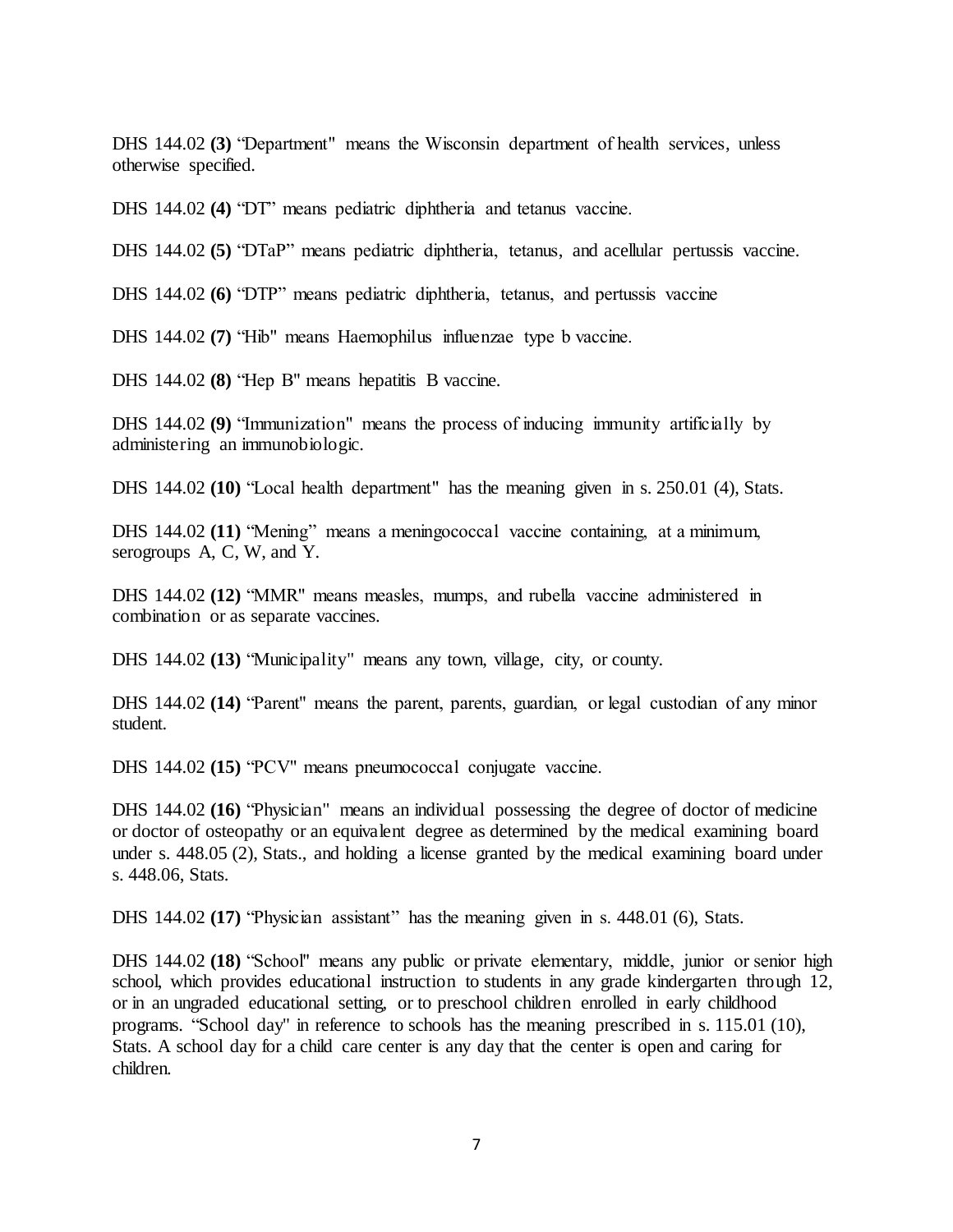DHS 144.02 **(3)** "Department" means the Wisconsin department of health services, unless otherwise specified.

DHS 144.02 **(4)** "DT" means pediatric diphtheria and tetanus vaccine.

DHS 144.02 **(5)** "DTaP" means pediatric diphtheria, tetanus, and acellular pertussis vaccine.

DHS 144.02 **(6)** "DTP" means pediatric diphtheria, tetanus, and pertussis vaccine

DHS 144.02 **(7)** "Hib" means Haemophilus influenzae type b vaccine.

DHS 144.02 **(8)** "Hep B" means hepatitis B vaccine.

DHS 144.02 **(9)** "Immunization" means the process of inducing immunity artificially by administering an immunobiologic.

DHS 144.02 **(10)** "Local health department" has the meaning given in s. 250.01 (4), Stats.

DHS 144.02 **(11)** "Mening" means a meningococcal vaccine containing, at a minimum, serogroups A, C, W, and Y.

DHS 144.02 **(12)** "MMR" means measles, mumps, and rubella vaccine administered in combination or as separate vaccines.

DHS 144.02 **(13)** "Municipality" means any town, village, city, or county.

DHS 144.02 **(14)** "Parent" means the parent, parents, guardian, or legal custodian of any minor student.

DHS 144.02 **(15)** "PCV" means pneumococcal conjugate vaccine.

DHS 144.02 **(16)** "Physician" means an individual possessing the degree of doctor of medicine or doctor of osteopathy or an equivalent degree as determined by the medical examining board under s. 448.05 (2), Stats., and holding a license granted by the medical examining board under s. 448.06, Stats.

DHS 144.02 **(17)** "Physician assistant" has the meaning given in s. 448.01 (6), Stats.

DHS 144.02 **(18)** "School" means any public or private elementary, middle, junior or senior high school, which provides educational instruction to students in any grade kindergarten through 12, or in an ungraded educational setting, or to preschool children enrolled in early childhood programs. "School day" in reference to schools has the meaning prescribed in s. 115.01 (10), Stats. A school day for a child care center is any day that the center is open and caring for children.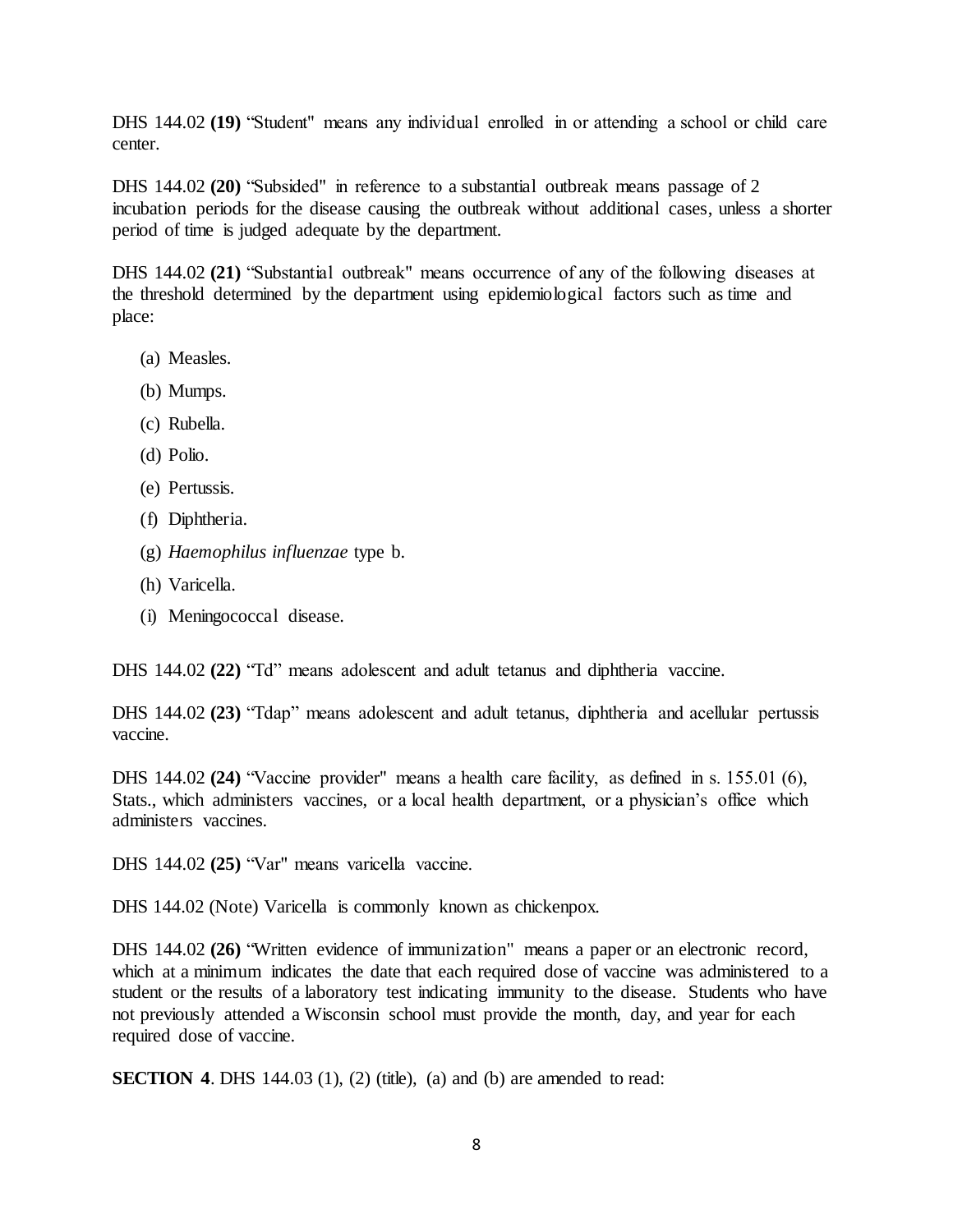DHS 144.02 **(19)** "Student" means any individual enrolled in or attending a school or child care center.

DHS 144.02 **(20)** "Subsided" in reference to a substantial outbreak means passage of 2 incubation periods for the disease causing the outbreak without additional cases, unless a shorter period of time is judged adequate by the department.

DHS 144.02 **(21)** "Substantial outbreak" means occurrence of any of the following diseases at the threshold determined by the department using epidemiological factors such as time and place:

(a) Measles.

(b) Mumps.

(c) Rubella.

(d) Polio.

(e) Pertussis.

(f) Diphtheria.

(g) *Haemophilus influenzae* type b.

(h) Varicella.

(i) Meningococcal disease.

DHS 144.02 **(22)** "Td" means adolescent and adult tetanus and diphtheria vaccine.

DHS 144.02 **(23)** "Tdap" means adolescent and adult tetanus, diphtheria and acellular pertussis vaccine.

DHS 144.02 **(24)** "Vaccine provider" means a health care facility, as defined in s. 155.01 (6), Stats., which administers vaccines, or a local health department, or a physician's office which administers vaccines.

DHS 144.02 **(25)** "Var" means varicella vaccine.

DHS 144.02 (Note) Varicella is commonly known as chickenpox.

DHS 144.02 **(26)** "Written evidence of immunization" means a paper or an electronic record, which at a minimum indicates the date that each required dose of vaccine was administered to a student or the results of a laboratory test indicating immunity to the disease. Students who have not previously attended a Wisconsin school must provide the month, day, and year for each required dose of vaccine.

**SECTION 4**. DHS 144.03 (1), (2) (title), (a) and (b) are amended to read: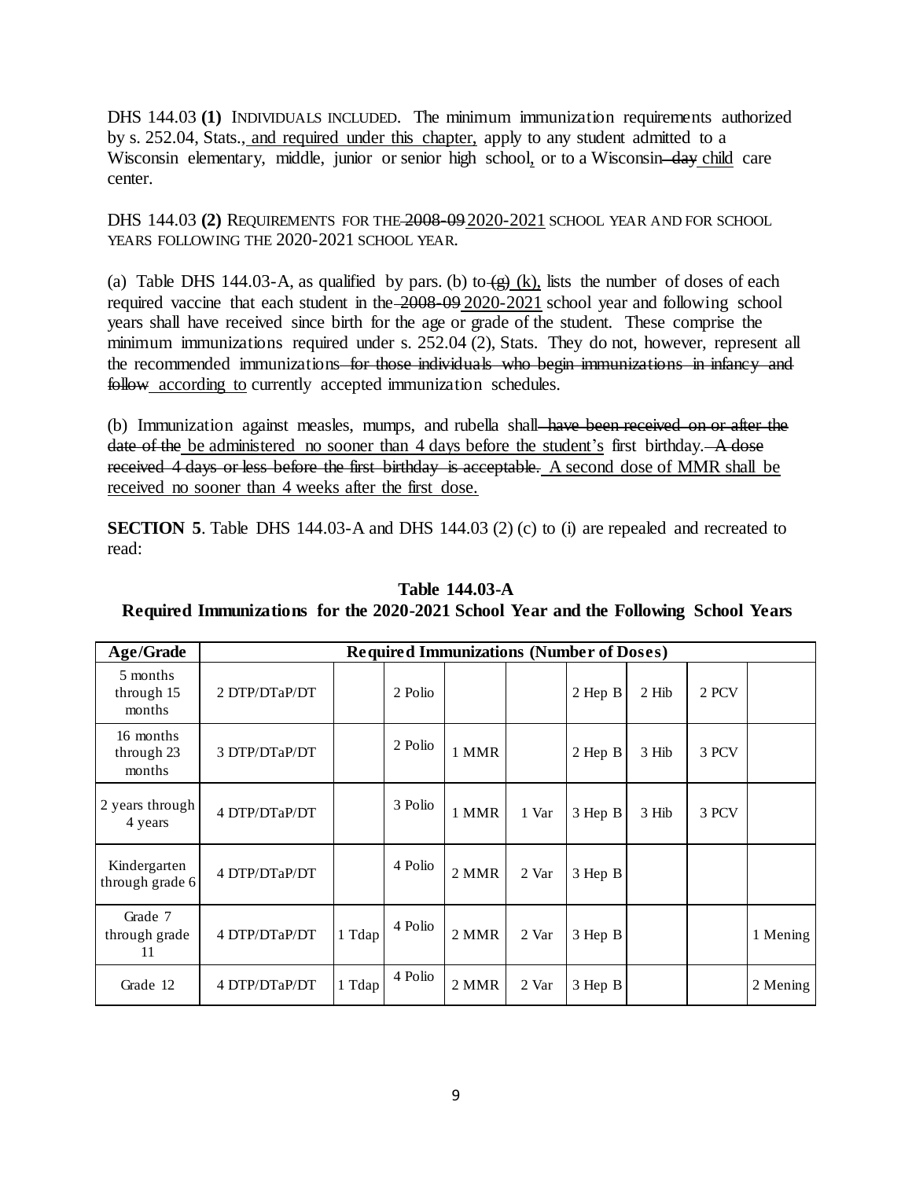DHS 144.03 **(1)** INDIVIDUALS INCLUDED. The minimum immunization requirements authorized by s. 252.04, Stats.<u>, and required under this chapter,</u> apply to any student admitted to a Wisconsin elementary, middle, junior or senior high school<u>,</u> or to a Wisconsin ~~day~~ <u>child</u> care center.

DHS 144.03 **(2)** REQUIREMENTS FOR THE ~~2008-09~~ <u>2020-2021</u> SCHOOL YEAR AND FOR SCHOOL YEARS FOLLOWING THE 2020-2021 SCHOOL YEAR.

(a) Table DHS 144.03-A, as qualified by pars. (b) to ~~(g)~~ <u>(k),</u> lists the number of doses of each required vaccine that each student in the ~~2008-09~~ <u>2020-2021</u> school year and following school years shall have received since birth for the age or grade of the student. These comprise the minimum immunizations required under s. 252.04 (2), Stats. They do not, however, represent all the recommended immunizations ~~for those individuals who begin immunizations in infancy and follow~~ <u>according to</u> currently accepted immunization schedules.

(b) Immunization against measles, mumps, and rubella shall ~~have been received on or after the date of the~~ <u>be administered no sooner than 4 days before the student's</u> first birthday. ~~A dose received 4 days or less before the first birthday is acceptable.~~ <u>A second dose of MMR shall be received no sooner than 4 weeks after the first dose.</u>

**SECTION 5**. Table DHS 144.03-A and DHS 144.03 (2) (c) to (i) are repealed and recreated to read:

**Table 144.03-A**
**Required Immunizations for the 2020-2021 School Year and the Following School Years**

| Age/Grade | Required Immunizations (Number of Doses) | | | | | | | | |
|---|---|---|---|---|---|---|---|---|---|
| 5 months through 15 months | 2 DTP/DTaP/DT | | 2 Polio | | | 2 Hep B | 2 Hib | 2 PCV | |
| 16 months through 23 months | 3 DTP/DTaP/DT | | 2 Polio | 1 MMR | | 2 Hep B | 3 Hib | 3 PCV | |
| 2 years through 4 years | 4 DTP/DTaP/DT | | 3 Polio | 1 MMR | 1 Var | 3 Hep B | 3 Hib | 3 PCV | |
| Kindergarten through grade 6 | 4 DTP/DTaP/DT | | 4 Polio | 2 MMR | 2 Var | 3 Hep B | | | |
| Grade 7 through grade 11 | 4 DTP/DTaP/DT | 1 Tdap | 4 Polio | 2 MMR | 2 Var | 3 Hep B | | | 1 Mening |
| Grade 12 | 4 DTP/DTaP/DT | 1 Tdap | 4 Polio | 2 MMR | 2 Var | 3 Hep B | | | 2 Mening |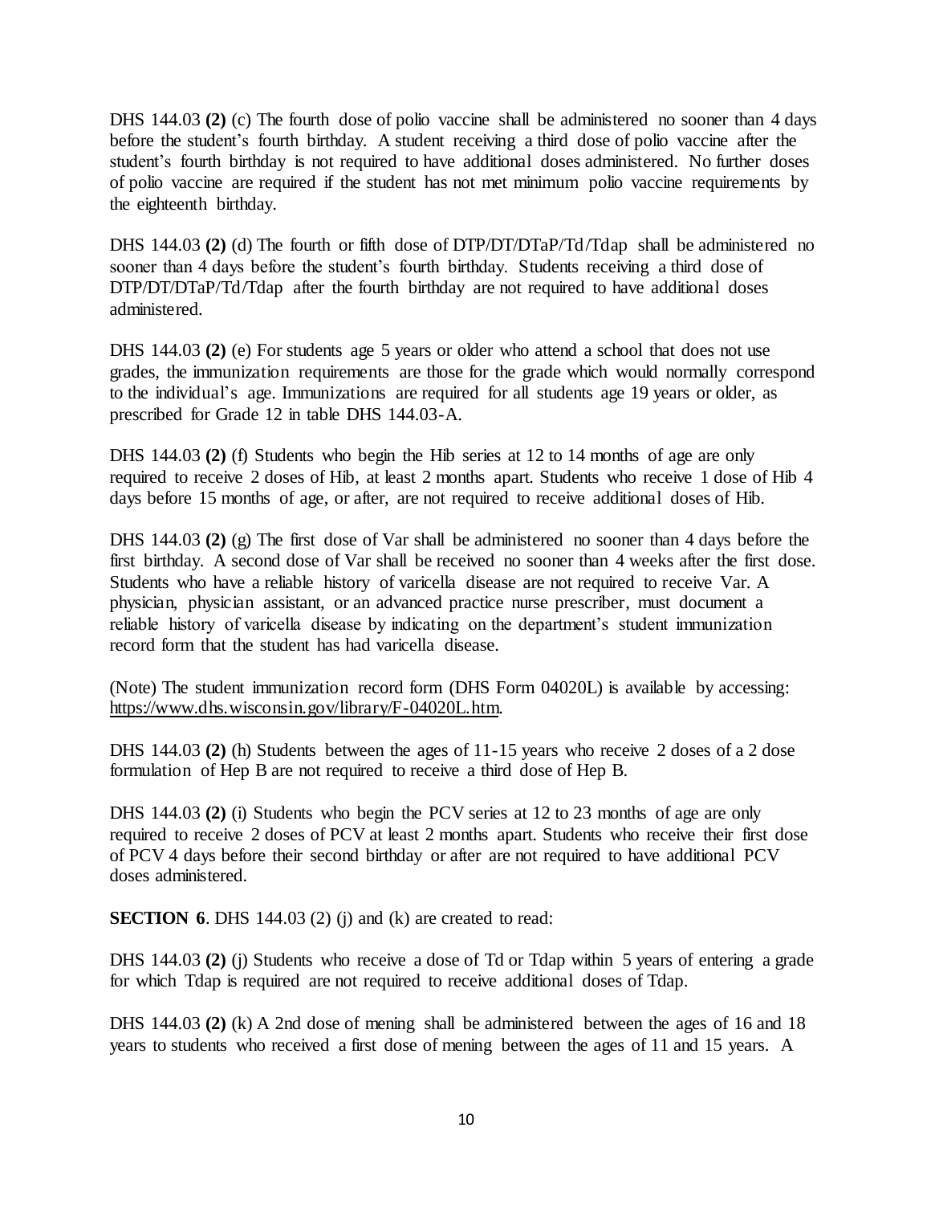DHS 144.03 **(2)** (c) The fourth dose of polio vaccine shall be administered no sooner than 4 days before the student's fourth birthday. A student receiving a third dose of polio vaccine after the student's fourth birthday is not required to have additional doses administered. No further doses of polio vaccine are required if the student has not met minimum polio vaccine requirements by the eighteenth birthday.

DHS 144.03 **(2)** (d) The fourth or fifth dose of DTP/DT/DTaP/Td/Tdap shall be administered no sooner than 4 days before the student's fourth birthday. Students receiving a third dose of DTP/DT/DTaP/Td/Tdap after the fourth birthday are not required to have additional doses administered.

DHS 144.03 **(2)** (e) For students age 5 years or older who attend a school that does not use grades, the immunization requirements are those for the grade which would normally correspond to the individual's age. Immunizations are required for all students age 19 years or older, as prescribed for Grade 12 in table DHS 144.03-A.

DHS 144.03 **(2)** (f) Students who begin the Hib series at 12 to 14 months of age are only required to receive 2 doses of Hib, at least 2 months apart. Students who receive 1 dose of Hib 4 days before 15 months of age, or after, are not required to receive additional doses of Hib.

DHS 144.03 **(2)** (g) The first dose of Var shall be administered no sooner than 4 days before the first birthday. A second dose of Var shall be received no sooner than 4 weeks after the first dose. Students who have a reliable history of varicella disease are not required to receive Var. A physician, physician assistant, or an advanced practice nurse prescriber, must document a reliable history of varicella disease by indicating on the department's student immunization record form that the student has had varicella disease.

(Note) The student immunization record form (DHS Form 04020L) is available by accessing: https://www.dhs.wisconsin.gov/library/F-04020L.htm.

DHS 144.03 **(2)** (h) Students between the ages of 11-15 years who receive 2 doses of a 2 dose formulation of Hep B are not required to receive a third dose of Hep B.

DHS 144.03 **(2)** (i) Students who begin the PCV series at 12 to 23 months of age are only required to receive 2 doses of PCV at least 2 months apart. Students who receive their first dose of PCV 4 days before their second birthday or after are not required to have additional PCV doses administered.

**SECTION 6**. DHS 144.03 (2) (j) and (k) are created to read:

DHS 144.03 **(2)** (j) Students who receive a dose of Td or Tdap within 5 years of entering a grade for which Tdap is required are not required to receive additional doses of Tdap.

DHS 144.03 **(2)** (k) A 2nd dose of mening shall be administered between the ages of 16 and 18 years to students who received a first dose of mening between the ages of 11 and 15 years. A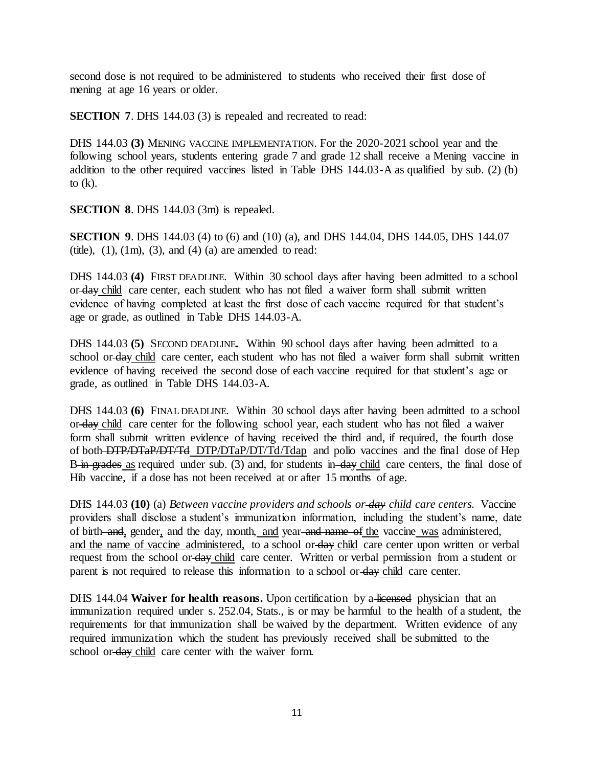second dose is not required to be administered to students who received their first dose of mening at age 16 years or older.

**SECTION 7**. DHS 144.03 (3) is repealed and recreated to read:

DHS 144.03 **(3)** MENING VACCINE IMPLEMENTATION. For the 2020-2021 school year and the following school years, students entering grade 7 and grade 12 shall receive a Mening vaccine in addition to the other required vaccines listed in Table DHS 144.03-A as qualified by sub. (2) (b) to (k).

**SECTION 8**. DHS 144.03 (3m) is repealed.

**SECTION 9**. DHS 144.03 (4) to (6) and (10) (a), and DHS 144.04, DHS 144.05, DHS 144.07 (title), (1), (1m), (3), and (4) (a) are amended to read:

DHS 144.03 **(4)** FIRST DEADLINE. Within 30 school days after having been admitted to a school or ~~day~~ <u>child</u> care center, each student who has not filed a waiver form shall submit written evidence of having completed at least the first dose of each vaccine required for that student's age or grade, as outlined in Table DHS 144.03-A.

DHS 144.03 **(5)** SECOND DEADLINE**.** Within 90 school days after having been admitted to a school or ~~day~~ <u>child</u> care center, each student who has not filed a waiver form shall submit written evidence of having received the second dose of each vaccine required for that student's age or grade, as outlined in Table DHS 144.03-A.

DHS 144.03 **(6)** FINAL DEADLINE. Within 30 school days after having been admitted to a school or ~~day~~ <u>child</u> care center for the following school year, each student who has not filed a waiver form shall submit written evidence of having received the third and, if required, the fourth dose of both ~~DTP/DTaP/DT/Td~~ <u>DTP/DTaP/DT/Td/Tdap</u> and polio vaccines and the final dose of Hep B ~~in grades~~ <u>as</u> required under sub. (3) and, for students in ~~day~~ <u>child</u> care centers, the final dose of Hib vaccine, if a dose has not been received at or after 15 months of age.

DHS 144.03 **(10)** (a) *Between vaccine providers and schools or ~~day~~ <u>child</u> care centers.* Vaccine providers shall disclose a student's immunization information, including the student's name, date of birth ~~and~~<u>,</u> gender<u>,</u> and the day, month<u>, and</u> year ~~and name of~~ <u>the</u> vaccine <u>was</u> administered, <u>and the name of vaccine administered,</u> to a school or ~~day~~ <u>child</u> care center upon written or verbal request from the school or ~~day~~ <u>child</u> care center. Written or verbal permission from a student or parent is not required to release this information to a school or ~~day~~ <u>child</u> care center.

DHS 144.04 **Waiver for health reasons.** Upon certification by a ~~licensed~~ physician that an immunization required under s. 252.04, Stats., is or may be harmful to the health of a student, the requirements for that immunization shall be waived by the department. Written evidence of any required immunization which the student has previously received shall be submitted to the school or ~~day~~ <u>child</u> care center with the waiver form.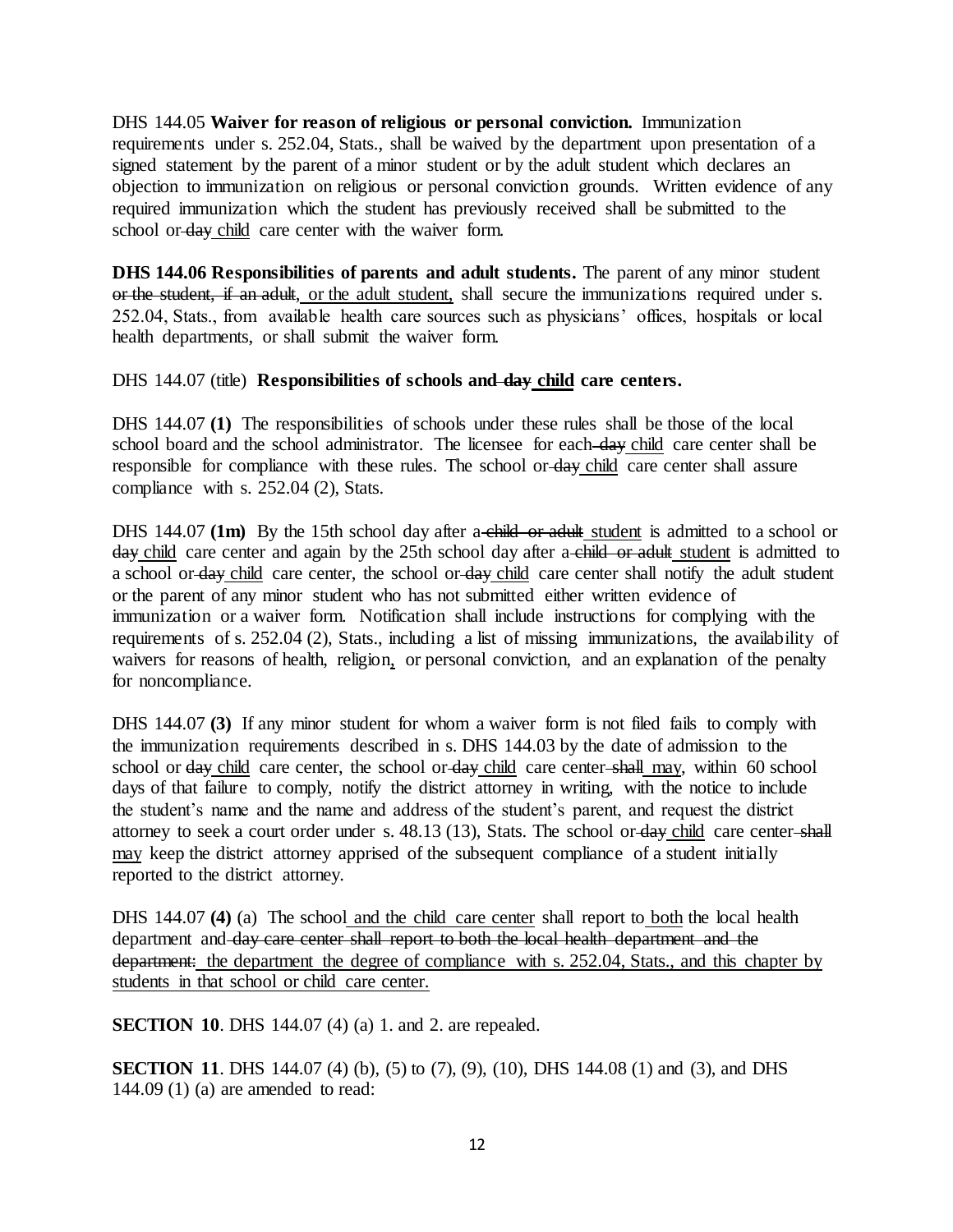DHS 144.05 **Waiver for reason of religious or personal conviction.** Immunization requirements under s. 252.04, Stats., shall be waived by the department upon presentation of a signed statement by the parent of a minor student or by the adult student which declares an objection to immunization on religious or personal conviction grounds. Written evidence of any required immunization which the student has previously received shall be submitted to the school or ~~day~~ <u>child</u> care center with the waiver form.

**DHS 144.06 Responsibilities of parents and adult students.** The parent of any minor student ~~or the student, if an adult~~, <u>or the adult student,</u> shall secure the immunizations required under s. 252.04, Stats., from available health care sources such as physicians' offices, hospitals or local health departments, or shall submit the waiver form.

DHS 144.07 (title) **Responsibilities of schools and ~~day~~ <u>child</u> care centers.**

DHS 144.07 **(1)** The responsibilities of schools under these rules shall be those of the local school board and the school administrator. The licensee for each ~~day~~ <u>child</u> care center shall be responsible for compliance with these rules. The school or ~~day~~ <u>child</u> care center shall assure compliance with s. 252.04 (2), Stats.

DHS 144.07 **(1m)** By the 15th school day after a ~~child or adult~~ <u>student</u> is admitted to a school or ~~day~~ <u>child</u> care center and again by the 25th school day after a ~~child or adult~~ <u>student</u> is admitted to a school or ~~day~~ <u>child</u> care center, the school or ~~day~~ <u>child</u> care center shall notify the adult student or the parent of any minor student who has not submitted either written evidence of immunization or a waiver form. Notification shall include instructions for complying with the requirements of s. 252.04 (2), Stats., including a list of missing immunizations, the availability of waivers for reasons of health, religion<u>,</u> or personal conviction, and an explanation of the penalty for noncompliance.

DHS 144.07 **(3)** If any minor student for whom a waiver form is not filed fails to comply with the immunization requirements described in s. DHS 144.03 by the date of admission to the school or ~~day~~ <u>child</u> care center, the school or ~~day~~ <u>child</u> care center ~~shall~~ <u>may</u>, within 60 school days of that failure to comply, notify the district attorney in writing, with the notice to include the student's name and the name and address of the student's parent, and request the district attorney to seek a court order under s. 48.13 (13), Stats. The school or ~~day~~ <u>child</u> care center ~~shall~~ <u>may</u> keep the district attorney apprised of the subsequent compliance of a student initially reported to the district attorney.

DHS 144.07 **(4)** (a) The school <u>and the child care center</u> shall report to <u>both</u> the local health department and ~~day care center shall report to both the local health department and the department:~~ <u>the department the degree of compliance with s. 252.04, Stats., and this chapter by students in that school or child care center.</u>

**SECTION 10**. DHS 144.07 (4) (a) 1. and 2. are repealed.

**SECTION 11**. DHS 144.07 (4) (b), (5) to (7), (9), (10), DHS 144.08 (1) and (3), and DHS 144.09 (1) (a) are amended to read: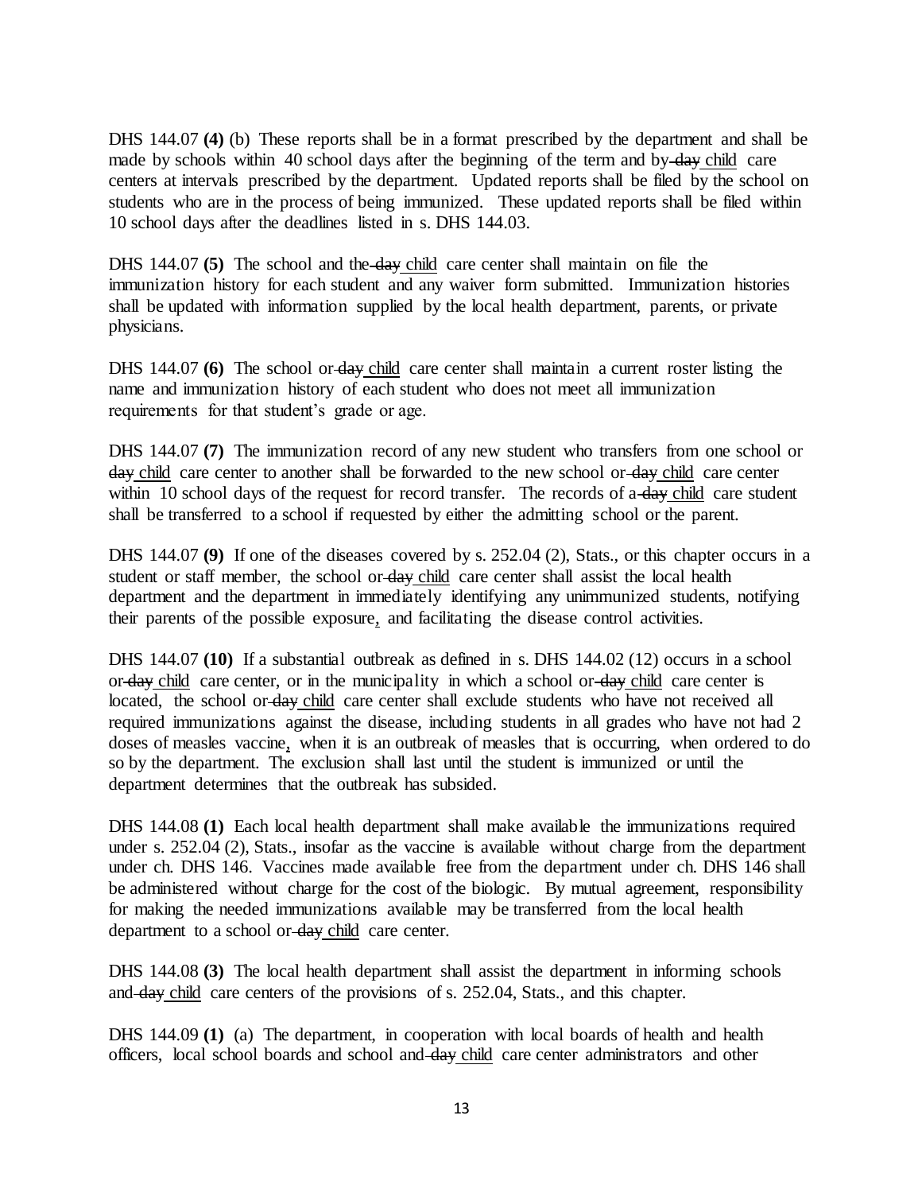DHS 144.07 **(4)** (b) These reports shall be in a format prescribed by the department and shall be made by schools within 40 school days after the beginning of the term and by ~~day~~ <u>child</u> care centers at intervals prescribed by the department. Updated reports shall be filed by the school on students who are in the process of being immunized. These updated reports shall be filed within 10 school days after the deadlines listed in s. DHS 144.03.

DHS 144.07 **(5)** The school and the ~~day~~ <u>child</u> care center shall maintain on file the immunization history for each student and any waiver form submitted. Immunization histories shall be updated with information supplied by the local health department, parents, or private physicians.

DHS 144.07 **(6)** The school or ~~day~~ <u>child</u> care center shall maintain a current roster listing the name and immunization history of each student who does not meet all immunization requirements for that student's grade or age.

DHS 144.07 **(7)** The immunization record of any new student who transfers from one school or ~~day~~ <u>child</u> care center to another shall be forwarded to the new school or ~~day~~ <u>child</u> care center within 10 school days of the request for record transfer. The records of a ~~day~~ <u>child</u> care student shall be transferred to a school if requested by either the admitting school or the parent.

DHS 144.07 **(9)** If one of the diseases covered by s. 252.04 (2), Stats., or this chapter occurs in a student or staff member, the school or ~~day~~ <u>child</u> care center shall assist the local health department and the department in immediately identifying any unimmunized students, notifying their parents of the possible exposure<u>,</u> and facilitating the disease control activities.

DHS 144.07 **(10)** If a substantial outbreak as defined in s. DHS 144.02 (12) occurs in a school or ~~day~~ <u>child</u> care center, or in the municipality in which a school or ~~day~~ <u>child</u> care center is located, the school or ~~day~~ <u>child</u> care center shall exclude students who have not received all required immunizations against the disease, including students in all grades who have not had 2 doses of measles vaccine<u>,</u> when it is an outbreak of measles that is occurring, when ordered to do so by the department. The exclusion shall last until the student is immunized or until the department determines that the outbreak has subsided.

DHS 144.08 **(1)** Each local health department shall make available the immunizations required under s. 252.04 (2), Stats., insofar as the vaccine is available without charge from the department under ch. DHS 146. Vaccines made available free from the department under ch. DHS 146 shall be administered without charge for the cost of the biologic. By mutual agreement, responsibility for making the needed immunizations available may be transferred from the local health department to a school or ~~day~~ <u>child</u> care center.

DHS 144.08 **(3)** The local health department shall assist the department in informing schools and ~~day~~ <u>child</u> care centers of the provisions of s. 252.04, Stats., and this chapter.

DHS 144.09 **(1)** (a) The department, in cooperation with local boards of health and health officers, local school boards and school and ~~day~~ <u>child</u> care center administrators and other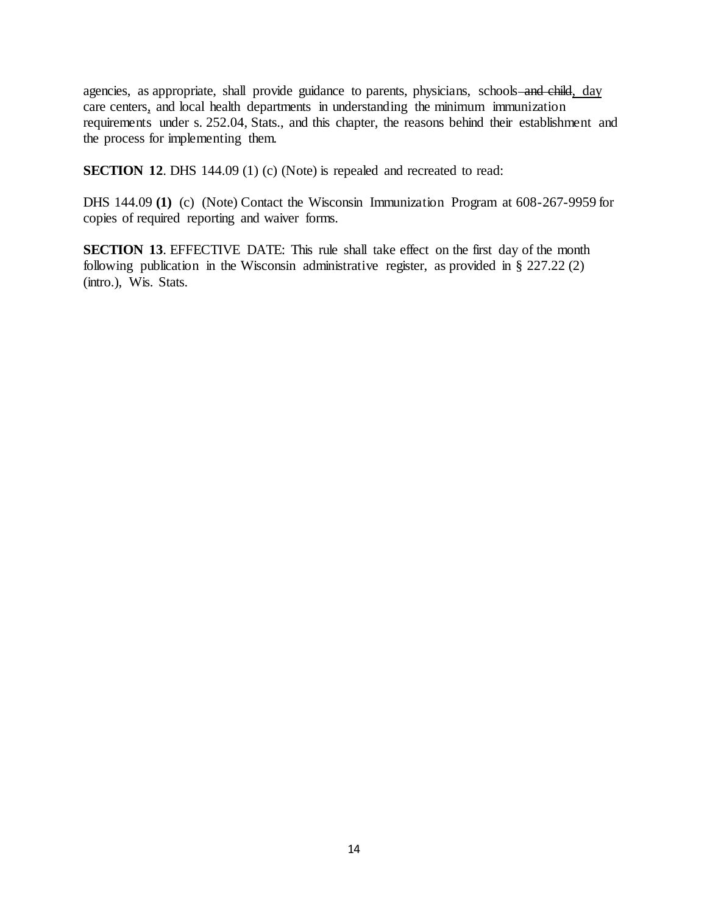agencies, as appropriate, shall provide guidance to parents, physicians, schools ~~and child~~, day care centers, and local health departments in understanding the minimum immunization requirements under s. 252.04, Stats., and this chapter, the reasons behind their establishment and the process for implementing them.

**SECTION 12**. DHS 144.09 (1) (c) (Note) is repealed and recreated to read:

DHS 144.09 **(1)** (c) (Note) Contact the Wisconsin Immunization Program at 608-267-9959 for copies of required reporting and waiver forms.

**SECTION 13**. EFFECTIVE DATE: This rule shall take effect on the first day of the month following publication in the Wisconsin administrative register, as provided in § 227.22 (2) (intro.), Wis. Stats.